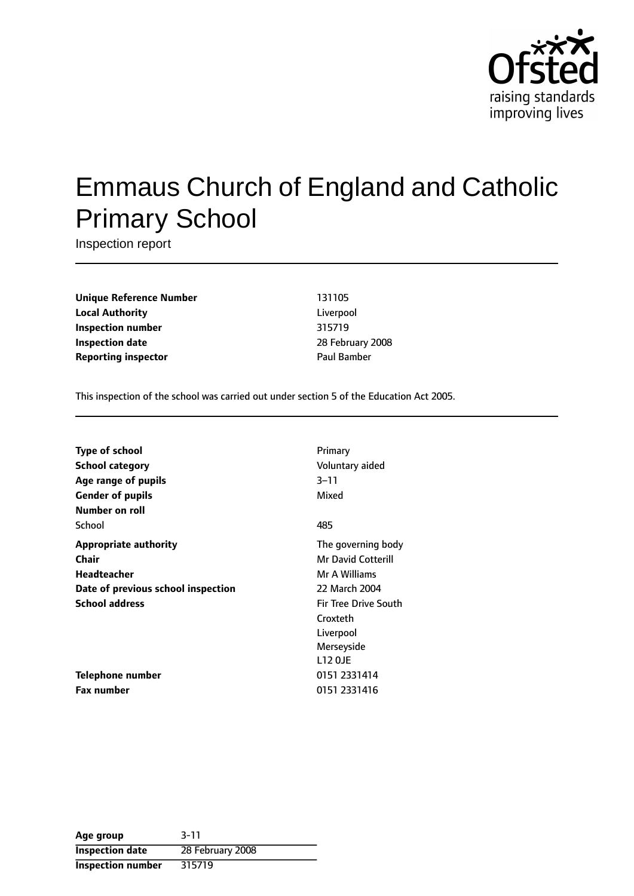# Emmaus Church of England and Catholic Primary School

Inspection report

| | |
|---|---|
| **Unique Reference Number** | 131105 |
| **Local Authority** | Liverpool |
| **Inspection number** | 315719 |
| **Inspection date** | 28 February 2008 |
| **Reporting inspector** | Paul Bamber |

This inspection of the school was carried out under section 5 of the Education Act 2005.

| | |
|---|---|
| **Type of school** | Primary |
| **School category** | Voluntary aided |
| **Age range of pupils** | 3–11 |
| **Gender of pupils** | Mixed |
| **Number on roll** | |
| School | 485 |
| **Appropriate authority** | The governing body |
| **Chair** | Mr David Cotterill |
| **Headteacher** | Mr A Williams |
| **Date of previous school inspection** | 22 March 2004 |
| **School address** | Fir Tree Drive South<br>Croxteth<br>Liverpool<br>Merseyside<br>L12 0JE |
| **Telephone number** | 0151 2331414 |
| **Fax number** | 0151 2331416 |

| | |
|---|---|
| **Age group** | 3-11 |
| **Inspection date** | 28 February 2008 |
| **Inspection number** | 315719 |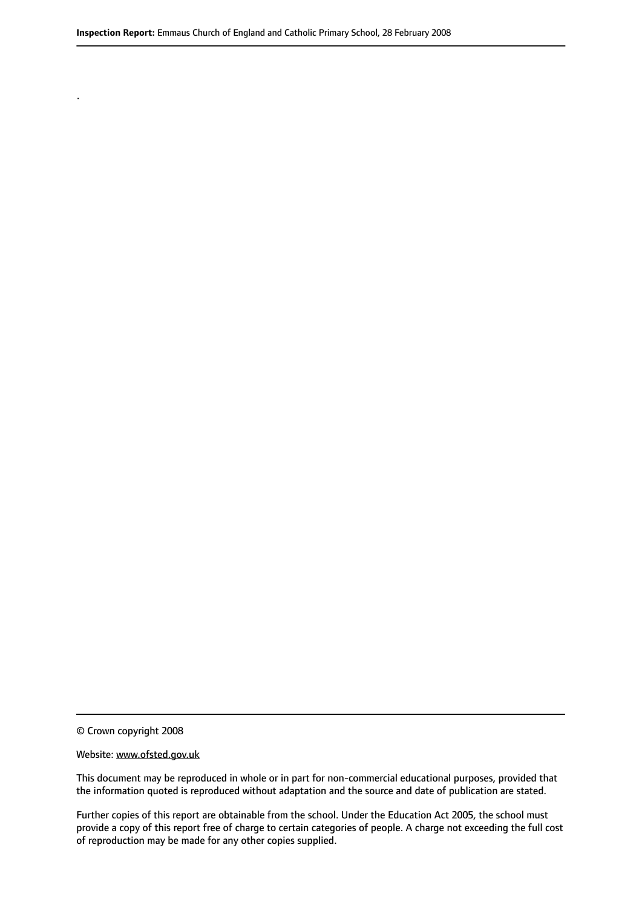.

© Crown copyright 2008

Website: www.ofsted.gov.uk

This document may be reproduced in whole or in part for non-commercial educational purposes, provided that the information quoted is reproduced without adaptation and the source and date of publication are stated.

Further copies of this report are obtainable from the school. Under the Education Act 2005, the school must provide a copy of this report free of charge to certain categories of people. A charge not exceeding the full cost of reproduction may be made for any other copies supplied.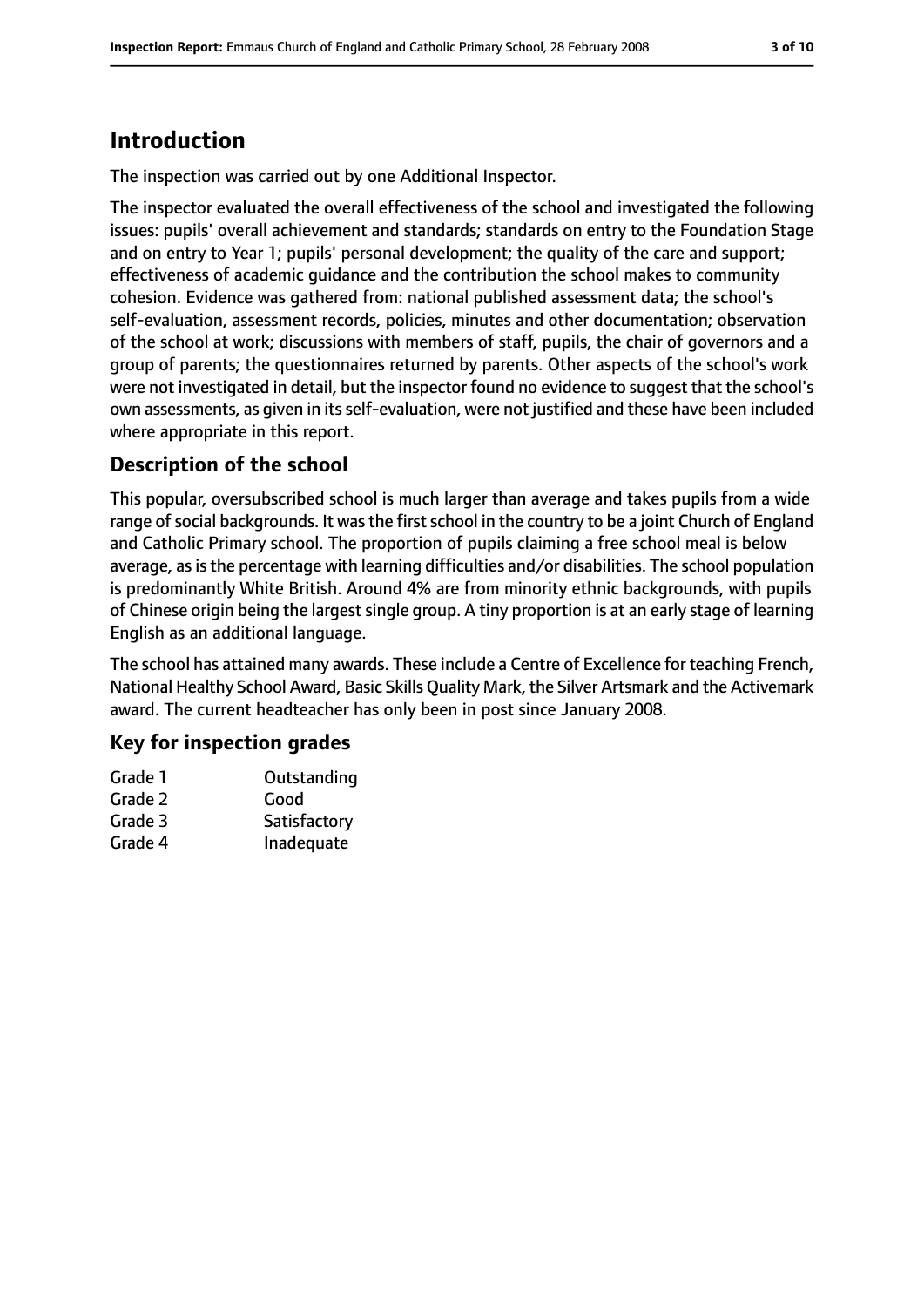## Introduction

The inspection was carried out by one Additional Inspector.

The inspector evaluated the overall effectiveness of the school and investigated the following issues: pupils' overall achievement and standards; standards on entry to the Foundation Stage and on entry to Year 1; pupils' personal development; the quality of the care and support; effectiveness of academic guidance and the contribution the school makes to community cohesion. Evidence was gathered from: national published assessment data; the school's self-evaluation, assessment records, policies, minutes and other documentation; observation of the school at work; discussions with members of staff, pupils, the chair of governors and a group of parents; the questionnaires returned by parents. Other aspects of the school's work were not investigated in detail, but the inspector found no evidence to suggest that the school's own assessments, as given in its self-evaluation, were not justified and these have been included where appropriate in this report.

### Description of the school

This popular, oversubscribed school is much larger than average and takes pupils from a wide range of social backgrounds. It was the first school in the country to be a joint Church of England and Catholic Primary school. The proportion of pupils claiming a free school meal is below average, as is the percentage with learning difficulties and/or disabilities. The school population is predominantly White British. Around 4% are from minority ethnic backgrounds, with pupils of Chinese origin being the largest single group. A tiny proportion is at an early stage of learning English as an additional language.

The school has attained many awards. These include a Centre of Excellence for teaching French, National Healthy School Award, Basic Skills Quality Mark, the Silver Artsmark and the Activemark award. The current headteacher has only been in post since January 2008.

### Key for inspection grades

| | |
|---|---|
| Grade 1 | Outstanding |
| Grade 2 | Good |
| Grade 3 | Satisfactory |
| Grade 4 | Inadequate |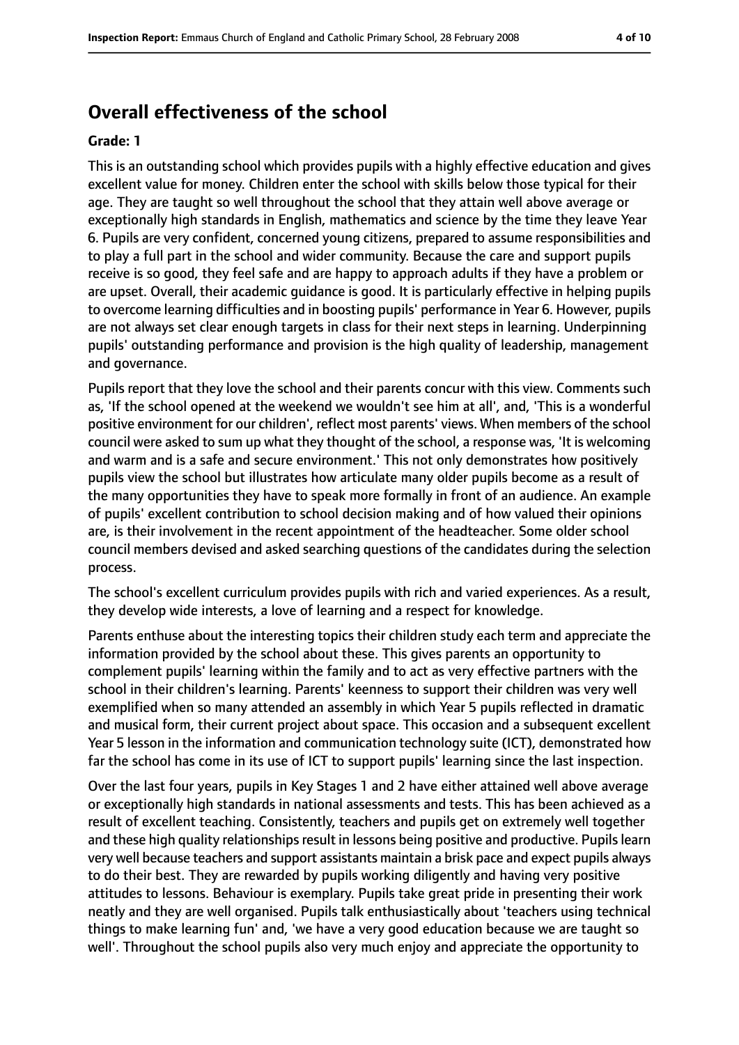## Overall effectiveness of the school

**Grade: 1**

This is an outstanding school which provides pupils with a highly effective education and gives excellent value for money. Children enter the school with skills below those typical for their age. They are taught so well throughout the school that they attain well above average or exceptionally high standards in English, mathematics and science by the time they leave Year 6. Pupils are very confident, concerned young citizens, prepared to assume responsibilities and to play a full part in the school and wider community. Because the care and support pupils receive is so good, they feel safe and are happy to approach adults if they have a problem or are upset. Overall, their academic guidance is good. It is particularly effective in helping pupils to overcome learning difficulties and in boosting pupils' performance in Year 6. However, pupils are not always set clear enough targets in class for their next steps in learning. Underpinning pupils' outstanding performance and provision is the high quality of leadership, management and governance.

Pupils report that they love the school and their parents concur with this view. Comments such as, 'If the school opened at the weekend we wouldn't see him at all', and, 'This is a wonderful positive environment for our children', reflect most parents' views. When members of the school council were asked to sum up what they thought of the school, a response was, 'It is welcoming and warm and is a safe and secure environment.' This not only demonstrates how positively pupils view the school but illustrates how articulate many older pupils become as a result of the many opportunities they have to speak more formally in front of an audience. An example of pupils' excellent contribution to school decision making and of how valued their opinions are, is their involvement in the recent appointment of the headteacher. Some older school council members devised and asked searching questions of the candidates during the selection process.

The school's excellent curriculum provides pupils with rich and varied experiences. As a result, they develop wide interests, a love of learning and a respect for knowledge.

Parents enthuse about the interesting topics their children study each term and appreciate the information provided by the school about these. This gives parents an opportunity to complement pupils' learning within the family and to act as very effective partners with the school in their children's learning. Parents' keenness to support their children was very well exemplified when so many attended an assembly in which Year 5 pupils reflected in dramatic and musical form, their current project about space. This occasion and a subsequent excellent Year 5 lesson in the information and communication technology suite (ICT), demonstrated how far the school has come in its use of ICT to support pupils' learning since the last inspection.

Over the last four years, pupils in Key Stages 1 and 2 have either attained well above average or exceptionally high standards in national assessments and tests. This has been achieved as a result of excellent teaching. Consistently, teachers and pupils get on extremely well together and these high quality relationships result in lessons being positive and productive. Pupils learn very well because teachers and support assistants maintain a brisk pace and expect pupils always to do their best. They are rewarded by pupils working diligently and having very positive attitudes to lessons. Behaviour is exemplary. Pupils take great pride in presenting their work neatly and they are well organised. Pupils talk enthusiastically about 'teachers using technical things to make learning fun' and, 'we have a very good education because we are taught so well'. Throughout the school pupils also very much enjoy and appreciate the opportunity to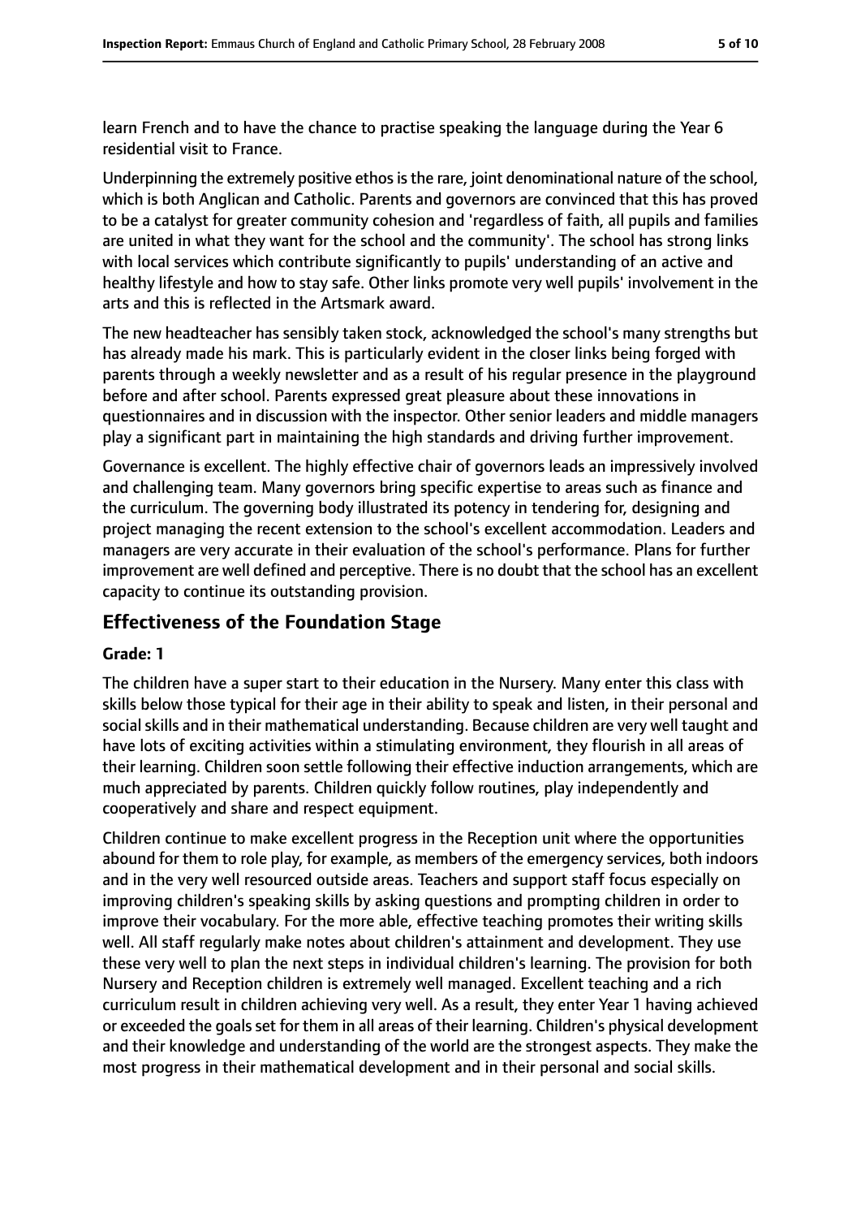learn French and to have the chance to practise speaking the language during the Year 6 residential visit to France.

Underpinning the extremely positive ethos is the rare, joint denominational nature of the school, which is both Anglican and Catholic. Parents and governors are convinced that this has proved to be a catalyst for greater community cohesion and 'regardless of faith, all pupils and families are united in what they want for the school and the community'. The school has strong links with local services which contribute significantly to pupils' understanding of an active and healthy lifestyle and how to stay safe. Other links promote very well pupils' involvement in the arts and this is reflected in the Artsmark award.

The new headteacher has sensibly taken stock, acknowledged the school's many strengths but has already made his mark. This is particularly evident in the closer links being forged with parents through a weekly newsletter and as a result of his regular presence in the playground before and after school. Parents expressed great pleasure about these innovations in questionnaires and in discussion with the inspector. Other senior leaders and middle managers play a significant part in maintaining the high standards and driving further improvement.

Governance is excellent. The highly effective chair of governors leads an impressively involved and challenging team. Many governors bring specific expertise to areas such as finance and the curriculum. The governing body illustrated its potency in tendering for, designing and project managing the recent extension to the school's excellent accommodation. Leaders and managers are very accurate in their evaluation of the school's performance. Plans for further improvement are well defined and perceptive. There is no doubt that the school has an excellent capacity to continue its outstanding provision.

## Effectiveness of the Foundation Stage

### Grade: 1

The children have a super start to their education in the Nursery. Many enter this class with skills below those typical for their age in their ability to speak and listen, in their personal and social skills and in their mathematical understanding. Because children are very well taught and have lots of exciting activities within a stimulating environment, they flourish in all areas of their learning. Children soon settle following their effective induction arrangements, which are much appreciated by parents. Children quickly follow routines, play independently and cooperatively and share and respect equipment.

Children continue to make excellent progress in the Reception unit where the opportunities abound for them to role play, for example, as members of the emergency services, both indoors and in the very well resourced outside areas. Teachers and support staff focus especially on improving children's speaking skills by asking questions and prompting children in order to improve their vocabulary. For the more able, effective teaching promotes their writing skills well. All staff regularly make notes about children's attainment and development. They use these very well to plan the next steps in individual children's learning. The provision for both Nursery and Reception children is extremely well managed. Excellent teaching and a rich curriculum result in children achieving very well. As a result, they enter Year 1 having achieved or exceeded the goals set for them in all areas of their learning. Children's physical development and their knowledge and understanding of the world are the strongest aspects. They make the most progress in their mathematical development and in their personal and social skills.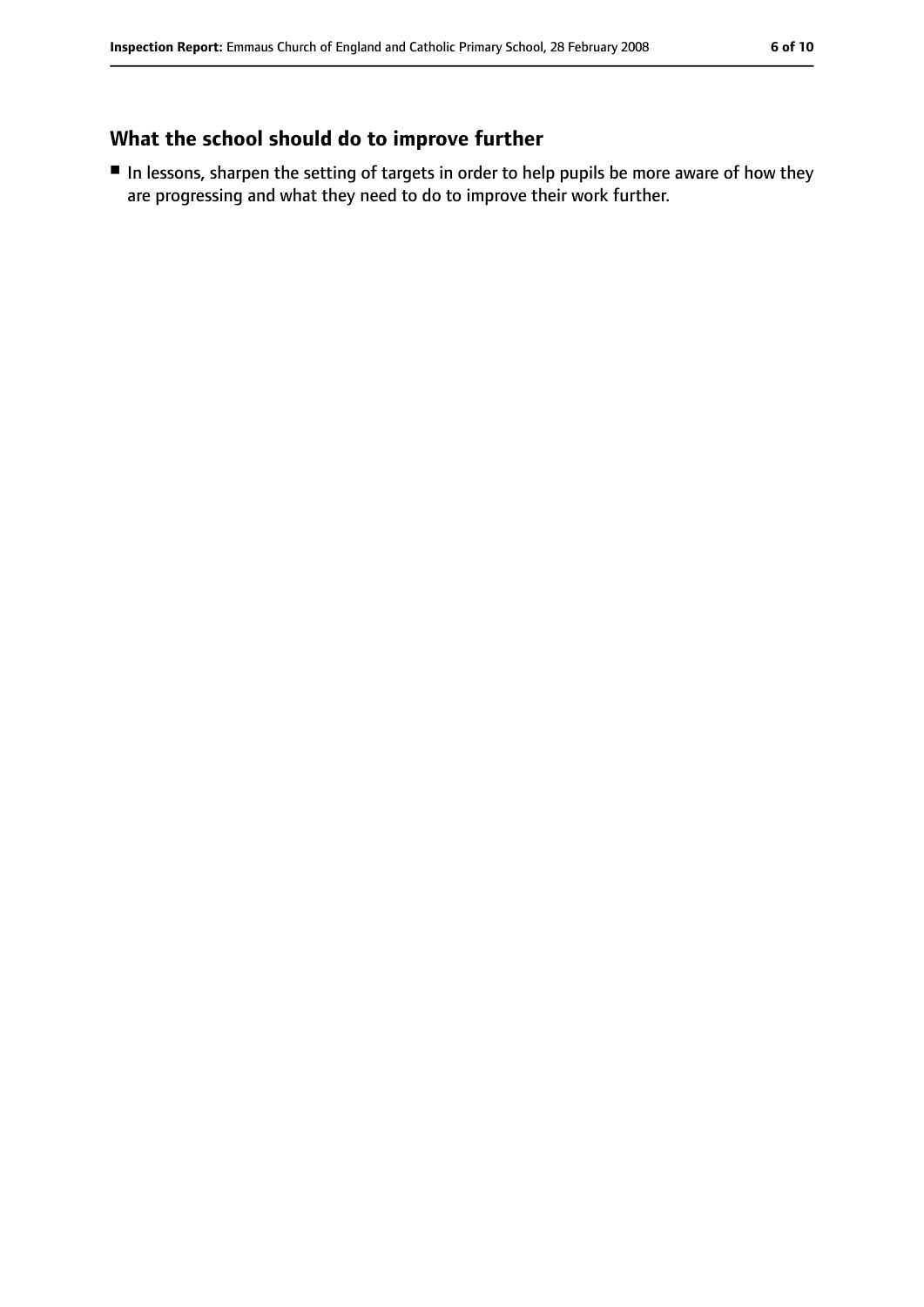## What the school should do to improve further

- In lessons, sharpen the setting of targets in order to help pupils be more aware of how they are progressing and what they need to do to improve their work further.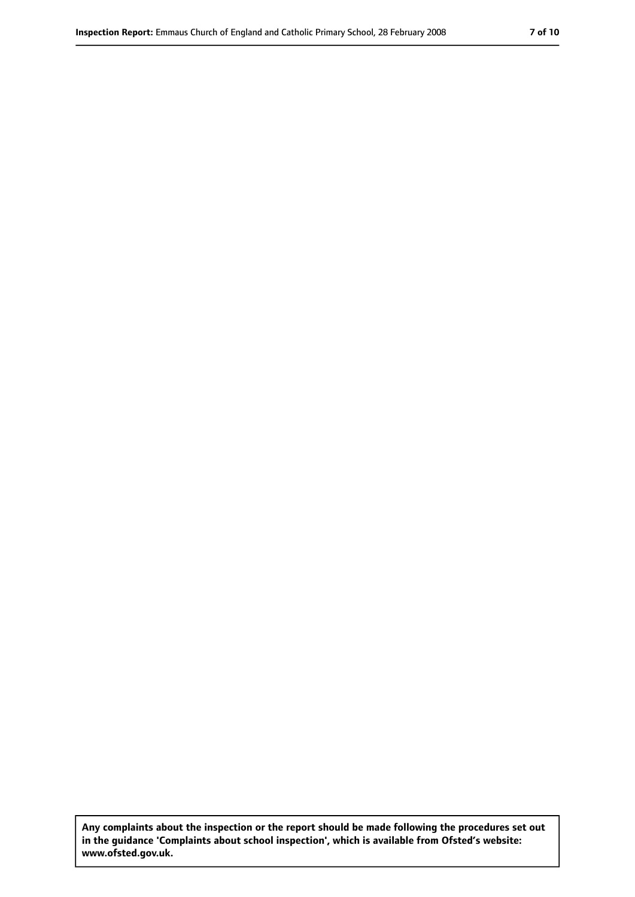**Any complaints about the inspection or the report should be made following the procedures set out in the guidance 'Complaints about school inspection', which is available from Ofsted's website: www.ofsted.gov.uk.**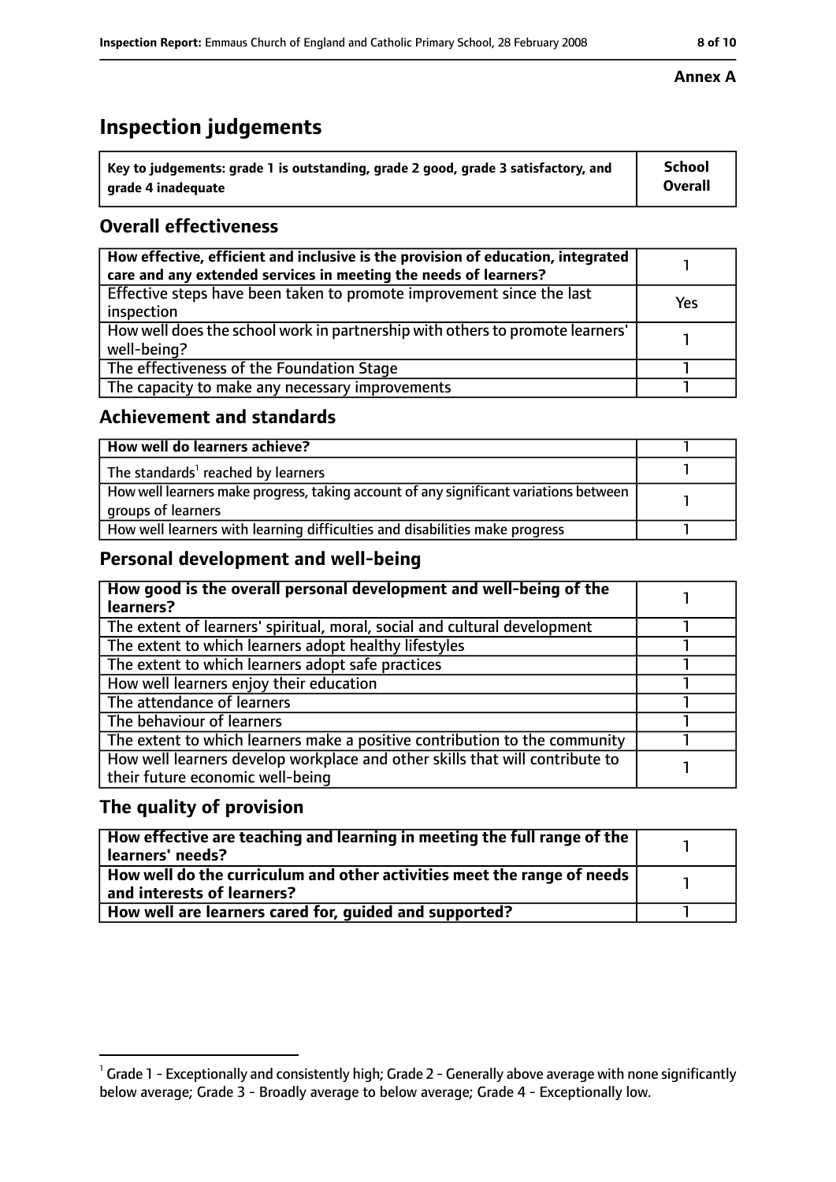**Annex A**

# Inspection judgements

| Key to judgements: grade 1 is outstanding, grade 2 good, grade 3 satisfactory, and grade 4 inadequate | School Overall |
|---|---|

## Overall effectiveness

| | |
|---|---|
| How effective, efficient and inclusive is the provision of education, integrated care and any extended services in meeting the needs of learners? | 1 |
| Effective steps have been taken to promote improvement since the last inspection | Yes |
| How well does the school work in partnership with others to promote learners' well-being? | 1 |
| The effectiveness of the Foundation Stage | 1 |
| The capacity to make any necessary improvements | 1 |

## Achievement and standards

| | |
|---|---|
| How well do learners achieve? | 1 |
| The standards[1] reached by learners | 1 |
| How well learners make progress, taking account of any significant variations between groups of learners | 1 |
| How well learners with learning difficulties and disabilities make progress | 1 |

## Personal development and well-being

| | |
|---|---|
| How good is the overall personal development and well-being of the learners? | 1 |
| The extent of learners' spiritual, moral, social and cultural development | 1 |
| The extent to which learners adopt healthy lifestyles | 1 |
| The extent to which learners adopt safe practices | 1 |
| How well learners enjoy their education | 1 |
| The attendance of learners | 1 |
| The behaviour of learners | 1 |
| The extent to which learners make a positive contribution to the community | 1 |
| How well learners develop workplace and other skills that will contribute to their future economic well-being | 1 |

## The quality of provision

| | |
|---|---|
| How effective are teaching and learning in meeting the full range of the learners' needs? | 1 |
| How well do the curriculum and other activities meet the range of needs and interests of learners? | 1 |
| How well are learners cared for, guided and supported? | 1 |

[1] Grade 1 - Exceptionally and consistently high; Grade 2 - Generally above average with none significantly below average; Grade 3 - Broadly average to below average; Grade 4 - Exceptionally low.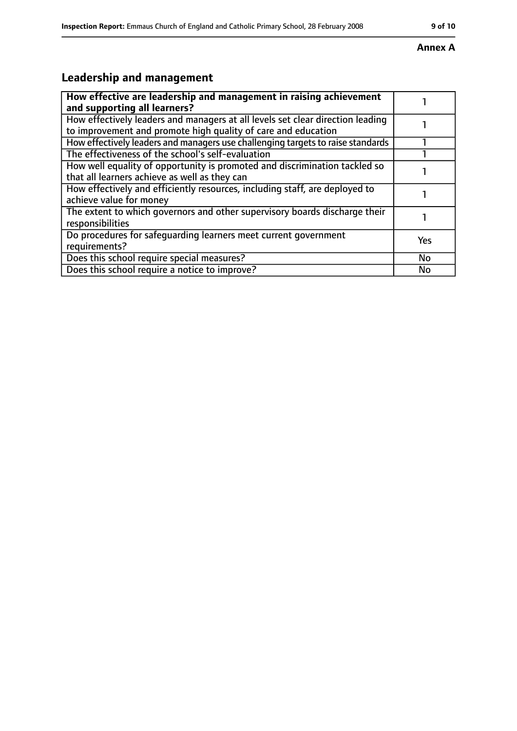**Annex A**

## Leadership and management

| How effective are leadership and management in raising achievement and supporting all learners? | 1 |
|---|---|
| How effectively leaders and managers at all levels set clear direction leading to improvement and promote high quality of care and education | 1 |
| How effectively leaders and managers use challenging targets to raise standards | 1 |
| The effectiveness of the school's self-evaluation | 1 |
| How well equality of opportunity is promoted and discrimination tackled so that all learners achieve as well as they can | 1 |
| How effectively and efficiently resources, including staff, are deployed to achieve value for money | 1 |
| The extent to which governors and other supervisory boards discharge their responsibilities | 1 |
| Do procedures for safeguarding learners meet current government requirements? | Yes |
| Does this school require special measures? | No |
| Does this school require a notice to improve? | No |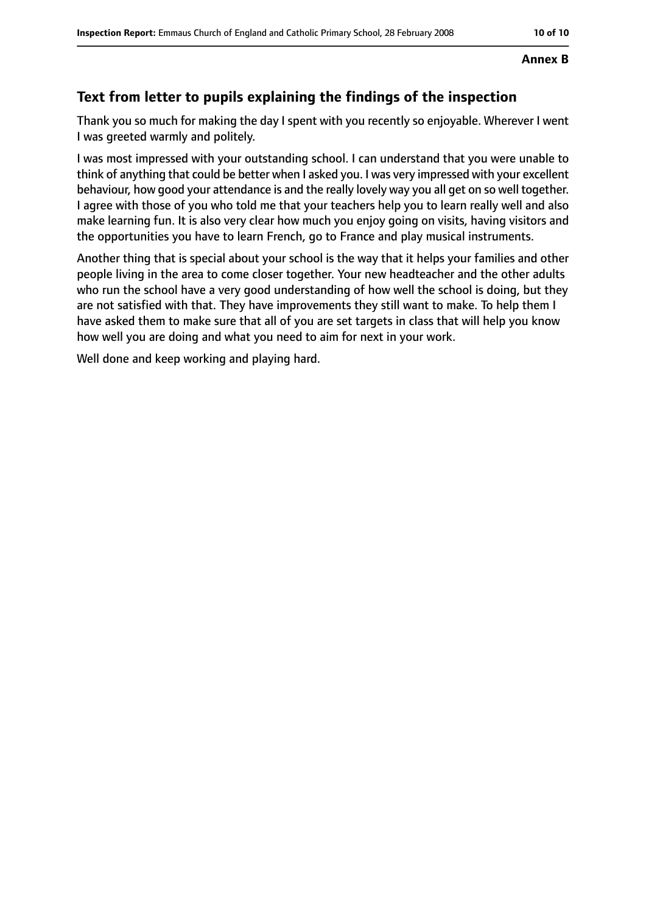**Annex B**

## Text from letter to pupils explaining the findings of the inspection

Thank you so much for making the day I spent with you recently so enjoyable. Wherever I went I was greeted warmly and politely.

I was most impressed with your outstanding school. I can understand that you were unable to think of anything that could be better when I asked you. I was very impressed with your excellent behaviour, how good your attendance is and the really lovely way you all get on so well together. I agree with those of you who told me that your teachers help you to learn really well and also make learning fun. It is also very clear how much you enjoy going on visits, having visitors and the opportunities you have to learn French, go to France and play musical instruments.

Another thing that is special about your school is the way that it helps your families and other people living in the area to come closer together. Your new headteacher and the other adults who run the school have a very good understanding of how well the school is doing, but they are not satisfied with that. They have improvements they still want to make. To help them I have asked them to make sure that all of you are set targets in class that will help you know how well you are doing and what you need to aim for next in your work.

Well done and keep working and playing hard.